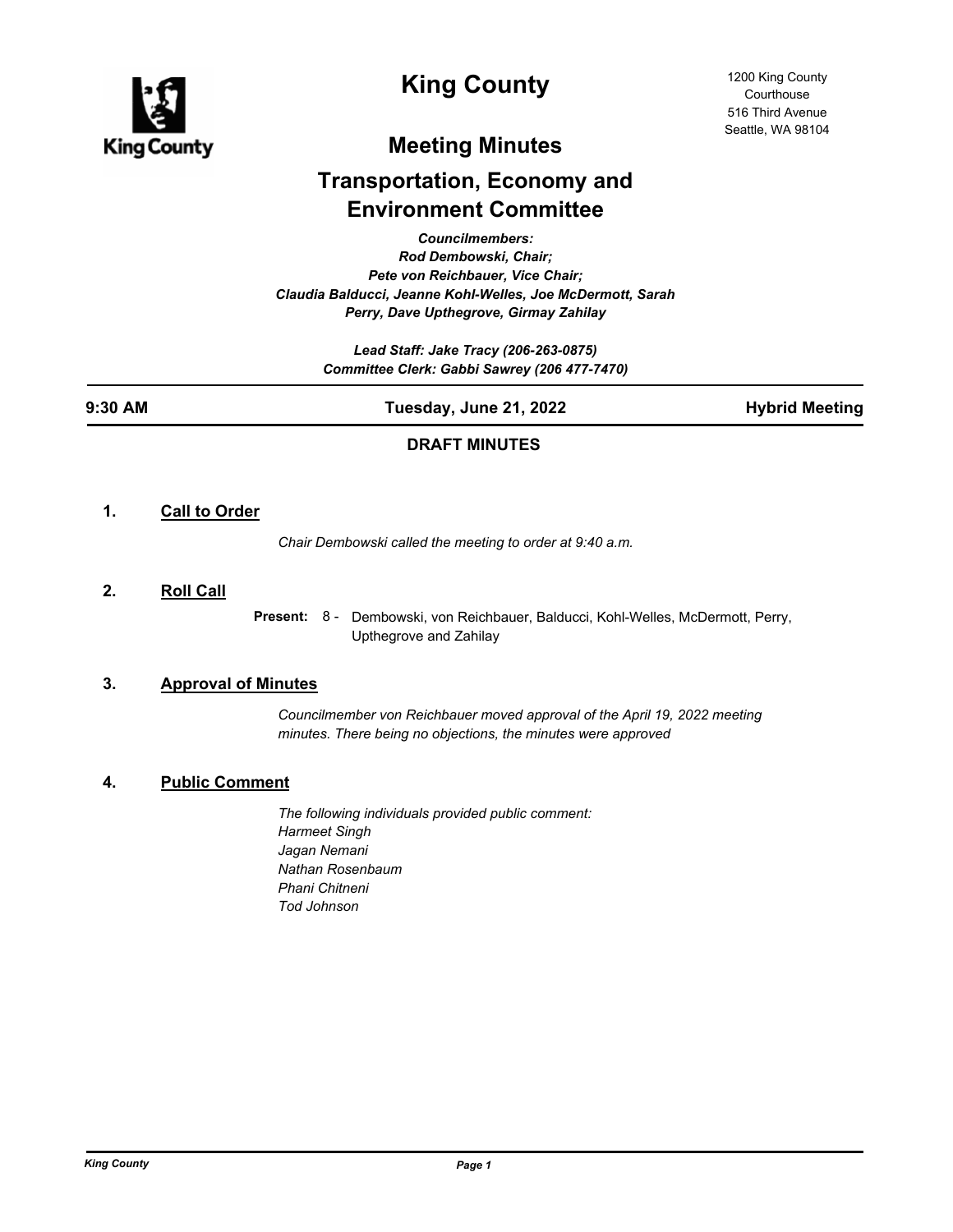# King County

1200 King County Courthouse
516 Third Avenue
Seattle, WA 98104

## Meeting Minutes

## Transportation, Economy and Environment Committee

*Councilmembers:*
*Rod Dembowski, Chair;*
*Pete von Reichbauer, Vice Chair;*
*Claudia Balducci, Jeanne Kohl-Welles, Joe McDermott, Sarah Perry, Dave Upthegrove, Girmay Zahilay*

*Lead Staff: Jake Tracy (206-263-0875)*
*Committee Clerk: Gabbi Sawrey (206 477-7470)*

**9:30 AM** | **Tuesday, June 21, 2022** | **Hybrid Meeting**

### DRAFT MINUTES

**1. Call to Order**

*Chair Dembowski called the meeting to order at 9:40 a.m.*

**2. Roll Call**

**Present:** 8 - Dembowski, von Reichbauer, Balducci, Kohl-Welles, McDermott, Perry, Upthegrove and Zahilay

**3. Approval of Minutes**

*Councilmember von Reichbauer moved approval of the April 19, 2022 meeting minutes. There being no objections, the minutes were approved*

**4. Public Comment**

*The following individuals provided public comment:*
*Harmeet Singh*
*Jagan Nemani*
*Nathan Rosenbaum*
*Phani Chitneni*
*Tod Johnson*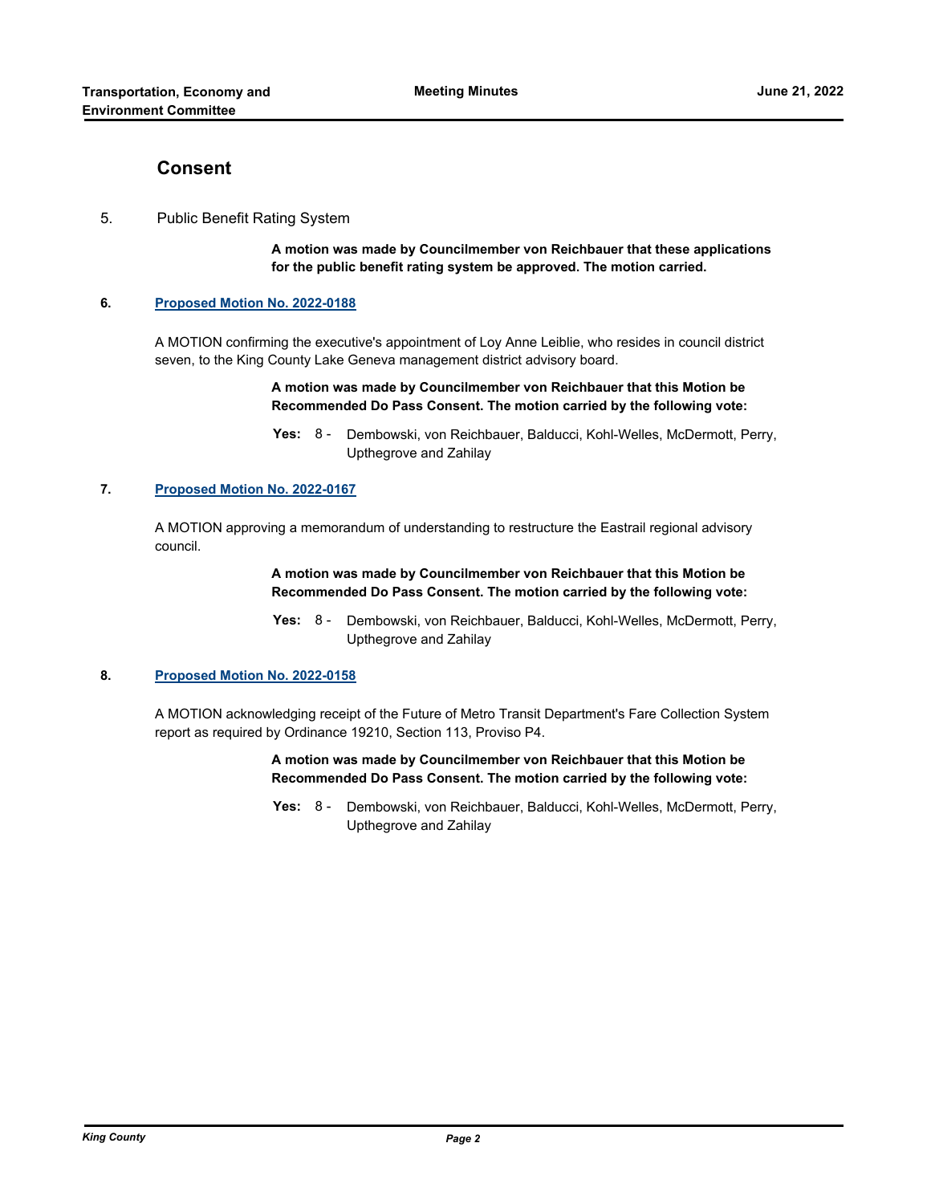## Consent

5. Public Benefit Rating System

**A motion was made by Councilmember von Reichbauer that these applications for the public benefit rating system be approved. The motion carried.**

**6. Proposed Motion No. 2022-0188**

A MOTION confirming the executive's appointment of Loy Anne Leiblie, who resides in council district seven, to the King County Lake Geneva management district advisory board.

**A motion was made by Councilmember von Reichbauer that this Motion be Recommended Do Pass Consent. The motion carried by the following vote:**

**Yes:** 8 - Dembowski, von Reichbauer, Balducci, Kohl-Welles, McDermott, Perry, Upthegrove and Zahilay

**7. Proposed Motion No. 2022-0167**

A MOTION approving a memorandum of understanding to restructure the Eastrail regional advisory council.

**A motion was made by Councilmember von Reichbauer that this Motion be Recommended Do Pass Consent. The motion carried by the following vote:**

**Yes:** 8 - Dembowski, von Reichbauer, Balducci, Kohl-Welles, McDermott, Perry, Upthegrove and Zahilay

**8. Proposed Motion No. 2022-0158**

A MOTION acknowledging receipt of the Future of Metro Transit Department's Fare Collection System report as required by Ordinance 19210, Section 113, Proviso P4.

**A motion was made by Councilmember von Reichbauer that this Motion be Recommended Do Pass Consent. The motion carried by the following vote:**

**Yes:** 8 - Dembowski, von Reichbauer, Balducci, Kohl-Welles, McDermott, Perry, Upthegrove and Zahilay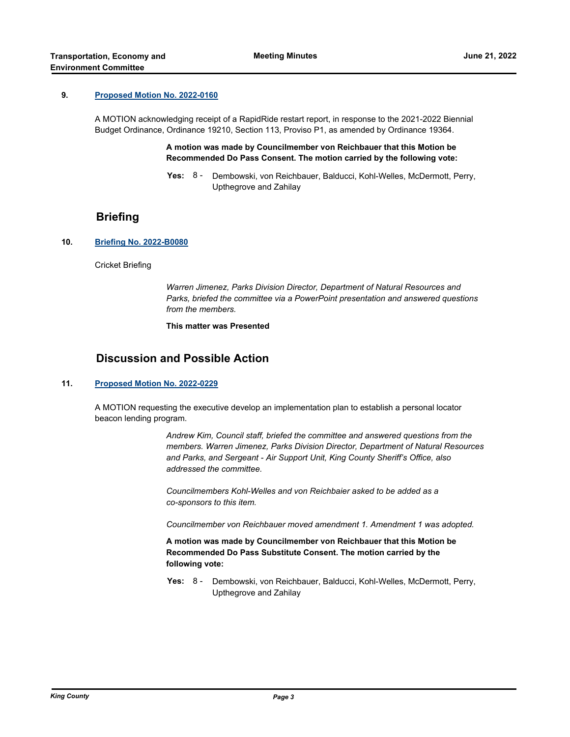**9. Proposed Motion No. 2022-0160**

A MOTION acknowledging receipt of a RapidRide restart report, in response to the 2021-2022 Biennial Budget Ordinance, Ordinance 19210, Section 113, Proviso P1, as amended by Ordinance 19364.

**A motion was made by Councilmember von Reichbauer that this Motion be Recommended Do Pass Consent. The motion carried by the following vote:**

**Yes:** 8 - Dembowski, von Reichbauer, Balducci, Kohl-Welles, McDermott, Perry, Upthegrove and Zahilay

## Briefing

**10. Briefing No. 2022-B0080**

Cricket Briefing

*Warren Jimenez, Parks Division Director, Department of Natural Resources and Parks, briefed the committee via a PowerPoint presentation and answered questions from the members.*

**This matter was Presented**

## Discussion and Possible Action

**11. Proposed Motion No. 2022-0229**

A MOTION requesting the executive develop an implementation plan to establish a personal locator beacon lending program.

*Andrew Kim, Council staff, briefed the committee and answered questions from the members. Warren Jimenez, Parks Division Director, Department of Natural Resources and Parks, and Sergeant - Air Support Unit, King County Sheriff's Office, also addressed the committee.*

*Councilmembers Kohl-Welles and von Reichbaier asked to be added as a co-sponsors to this item.*

*Councilmember von Reichbauer moved amendment 1. Amendment 1 was adopted.*

**A motion was made by Councilmember von Reichbauer that this Motion be Recommended Do Pass Substitute Consent. The motion carried by the following vote:**

**Yes:** 8 - Dembowski, von Reichbauer, Balducci, Kohl-Welles, McDermott, Perry, Upthegrove and Zahilay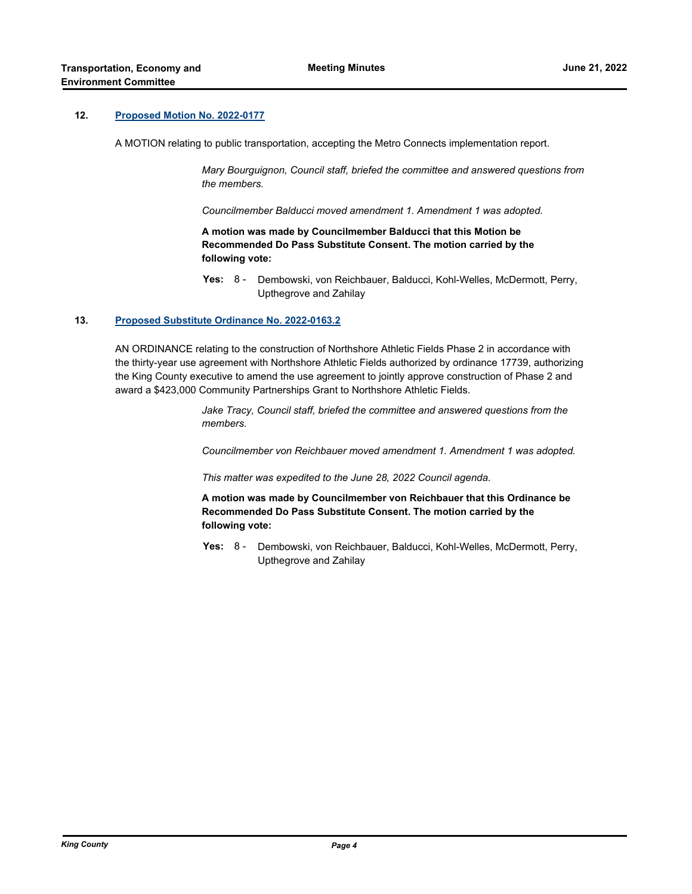**12. Proposed Motion No. 2022-0177**

A MOTION relating to public transportation, accepting the Metro Connects implementation report.

*Mary Bourguignon, Council staff, briefed the committee and answered questions from the members.*

*Councilmember Balducci moved amendment 1. Amendment 1 was adopted.*

**A motion was made by Councilmember Balducci that this Motion be Recommended Do Pass Substitute Consent. The motion carried by the following vote:**

**Yes:** 8 - Dembowski, von Reichbauer, Balducci, Kohl-Welles, McDermott, Perry, Upthegrove and Zahilay

**13. Proposed Substitute Ordinance No. 2022-0163.2**

AN ORDINANCE relating to the construction of Northshore Athletic Fields Phase 2 in accordance with the thirty-year use agreement with Northshore Athletic Fields authorized by ordinance 17739, authorizing the King County executive to amend the use agreement to jointly approve construction of Phase 2 and award a $423,000 Community Partnerships Grant to Northshore Athletic Fields.

*Jake Tracy, Council staff, briefed the committee and answered questions from the members.*

*Councilmember von Reichbauer moved amendment 1. Amendment 1 was adopted.*

*This matter was expedited to the June 28, 2022 Council agenda.*

**A motion was made by Councilmember von Reichbauer that this Ordinance be Recommended Do Pass Substitute Consent. The motion carried by the following vote:**

**Yes:** 8 - Dembowski, von Reichbauer, Balducci, Kohl-Welles, McDermott, Perry, Upthegrove and Zahilay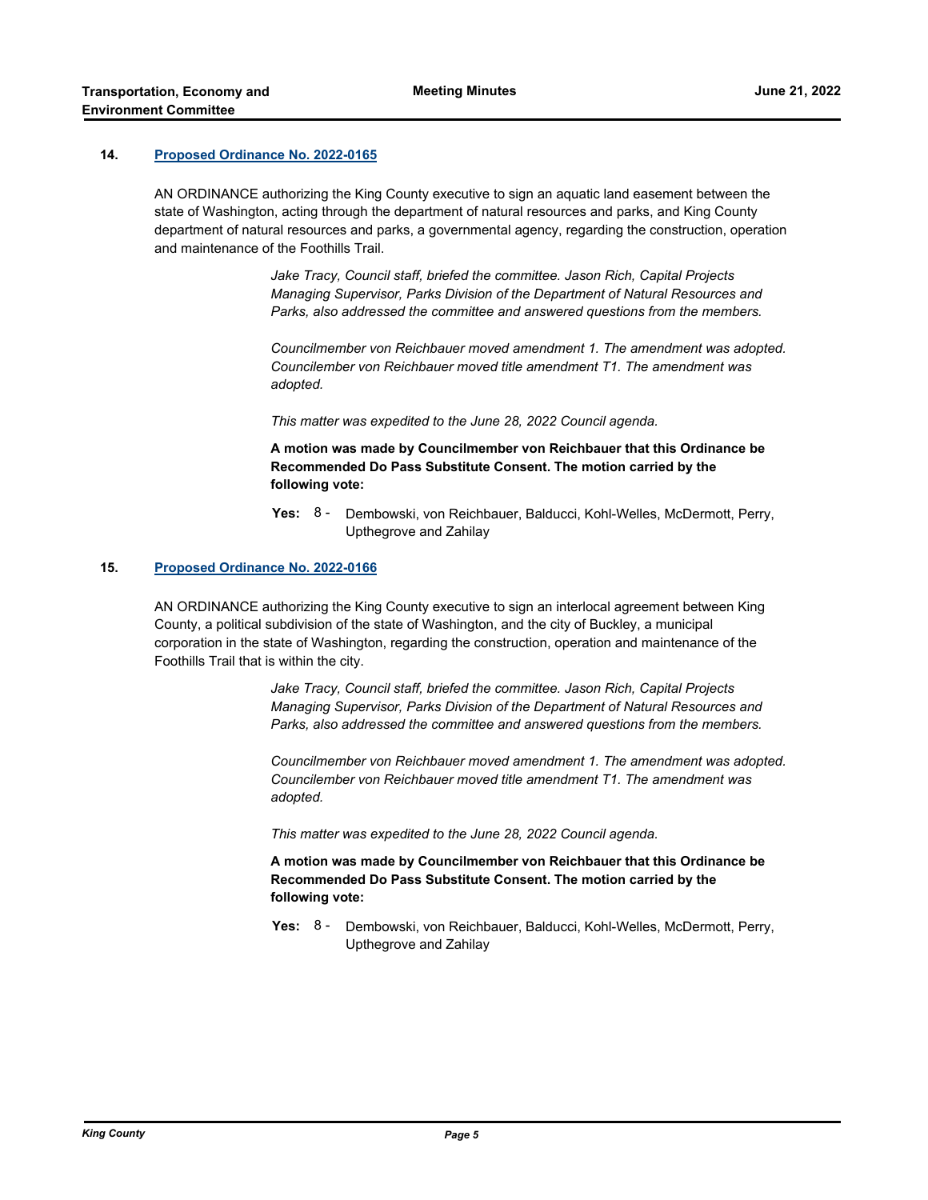## 14. Proposed Ordinance No. 2022-0165

AN ORDINANCE authorizing the King County executive to sign an aquatic land easement between the state of Washington, acting through the department of natural resources and parks, and King County department of natural resources and parks, a governmental agency, regarding the construction, operation and maintenance of the Foothills Trail.

*Jake Tracy, Council staff, briefed the committee. Jason Rich, Capital Projects Managing Supervisor, Parks Division of the Department of Natural Resources and Parks, also addressed the committee and answered questions from the members.*

*Councilmember von Reichbauer moved amendment 1. The amendment was adopted. Councilember von Reichbauer moved title amendment T1. The amendment was adopted.*

*This matter was expedited to the June 28, 2022 Council agenda.*

**A motion was made by Councilmember von Reichbauer that this Ordinance be Recommended Do Pass Substitute Consent. The motion carried by the following vote:**

**Yes:** 8 - Dembowski, von Reichbauer, Balducci, Kohl-Welles, McDermott, Perry, Upthegrove and Zahilay

## 15. Proposed Ordinance No. 2022-0166

AN ORDINANCE authorizing the King County executive to sign an interlocal agreement between King County, a political subdivision of the state of Washington, and the city of Buckley, a municipal corporation in the state of Washington, regarding the construction, operation and maintenance of the Foothills Trail that is within the city.

*Jake Tracy, Council staff, briefed the committee. Jason Rich, Capital Projects Managing Supervisor, Parks Division of the Department of Natural Resources and Parks, also addressed the committee and answered questions from the members.*

*Councilmember von Reichbauer moved amendment 1. The amendment was adopted. Councilember von Reichbauer moved title amendment T1. The amendment was adopted.*

*This matter was expedited to the June 28, 2022 Council agenda.*

**A motion was made by Councilmember von Reichbauer that this Ordinance be Recommended Do Pass Substitute Consent. The motion carried by the following vote:**

**Yes:** 8 - Dembowski, von Reichbauer, Balducci, Kohl-Welles, McDermott, Perry, Upthegrove and Zahilay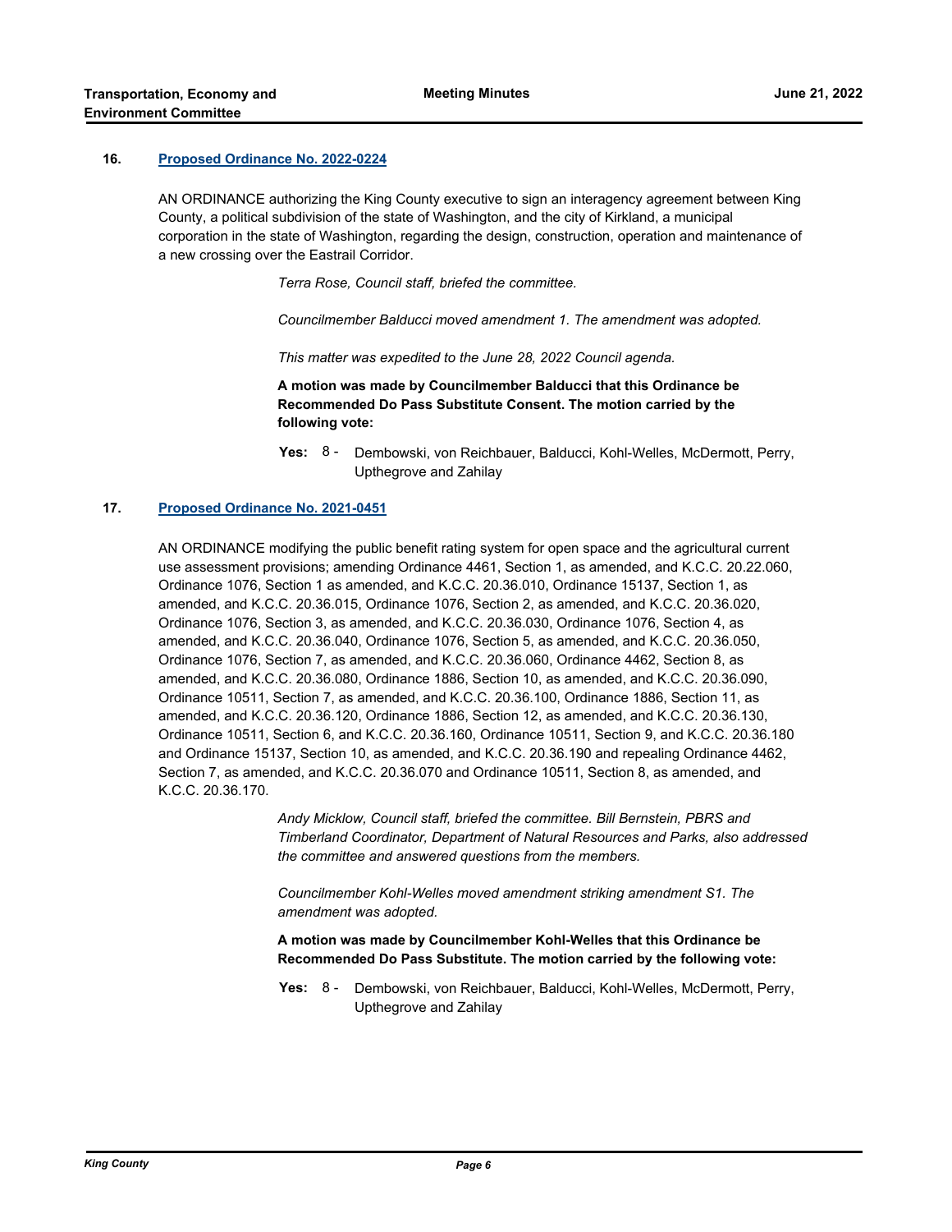### 16. [Proposed Ordinance No. 2022-0224]

AN ORDINANCE authorizing the King County executive to sign an interagency agreement between King County, a political subdivision of the state of Washington, and the city of Kirkland, a municipal corporation in the state of Washington, regarding the design, construction, operation and maintenance of a new crossing over the Eastrail Corridor.

*Terra Rose, Council staff, briefed the committee.*

*Councilmember Balducci moved amendment 1. The amendment was adopted.*

*This matter was expedited to the June 28, 2022 Council agenda.*

**A motion was made by Councilmember Balducci that this Ordinance be Recommended Do Pass Substitute Consent. The motion carried by the following vote:**

**Yes:** 8 - Dembowski, von Reichbauer, Balducci, Kohl-Welles, McDermott, Perry, Upthegrove and Zahilay

### 17. [Proposed Ordinance No. 2021-0451]

AN ORDINANCE modifying the public benefit rating system for open space and the agricultural current use assessment provisions; amending Ordinance 4461, Section 1, as amended, and K.C.C. 20.22.060, Ordinance 1076, Section 1 as amended, and K.C.C. 20.36.010, Ordinance 15137, Section 1, as amended, and K.C.C. 20.36.015, Ordinance 1076, Section 2, as amended, and K.C.C. 20.36.020, Ordinance 1076, Section 3, as amended, and K.C.C. 20.36.030, Ordinance 1076, Section 4, as amended, and K.C.C. 20.36.040, Ordinance 1076, Section 5, as amended, and K.C.C. 20.36.050, Ordinance 1076, Section 7, as amended, and K.C.C. 20.36.060, Ordinance 4462, Section 8, as amended, and K.C.C. 20.36.080, Ordinance 1886, Section 10, as amended, and K.C.C. 20.36.090, Ordinance 10511, Section 7, as amended, and K.C.C. 20.36.100, Ordinance 1886, Section 11, as amended, and K.C.C. 20.36.120, Ordinance 1886, Section 12, as amended, and K.C.C. 20.36.130, Ordinance 10511, Section 6, and K.C.C. 20.36.160, Ordinance 10511, Section 9, and K.C.C. 20.36.180 and Ordinance 15137, Section 10, as amended, and K.C.C. 20.36.190 and repealing Ordinance 4462, Section 7, as amended, and K.C.C. 20.36.070 and Ordinance 10511, Section 8, as amended, and K.C.C. 20.36.170.

*Andy Micklow, Council staff, briefed the committee. Bill Bernstein, PBRS and Timberland Coordinator, Department of Natural Resources and Parks, also addressed the committee and answered questions from the members.*

*Councilmember Kohl-Welles moved amendment striking amendment S1. The amendment was adopted.*

**A motion was made by Councilmember Kohl-Welles that this Ordinance be Recommended Do Pass Substitute. The motion carried by the following vote:**

**Yes:** 8 - Dembowski, von Reichbauer, Balducci, Kohl-Welles, McDermott, Perry, Upthegrove and Zahilay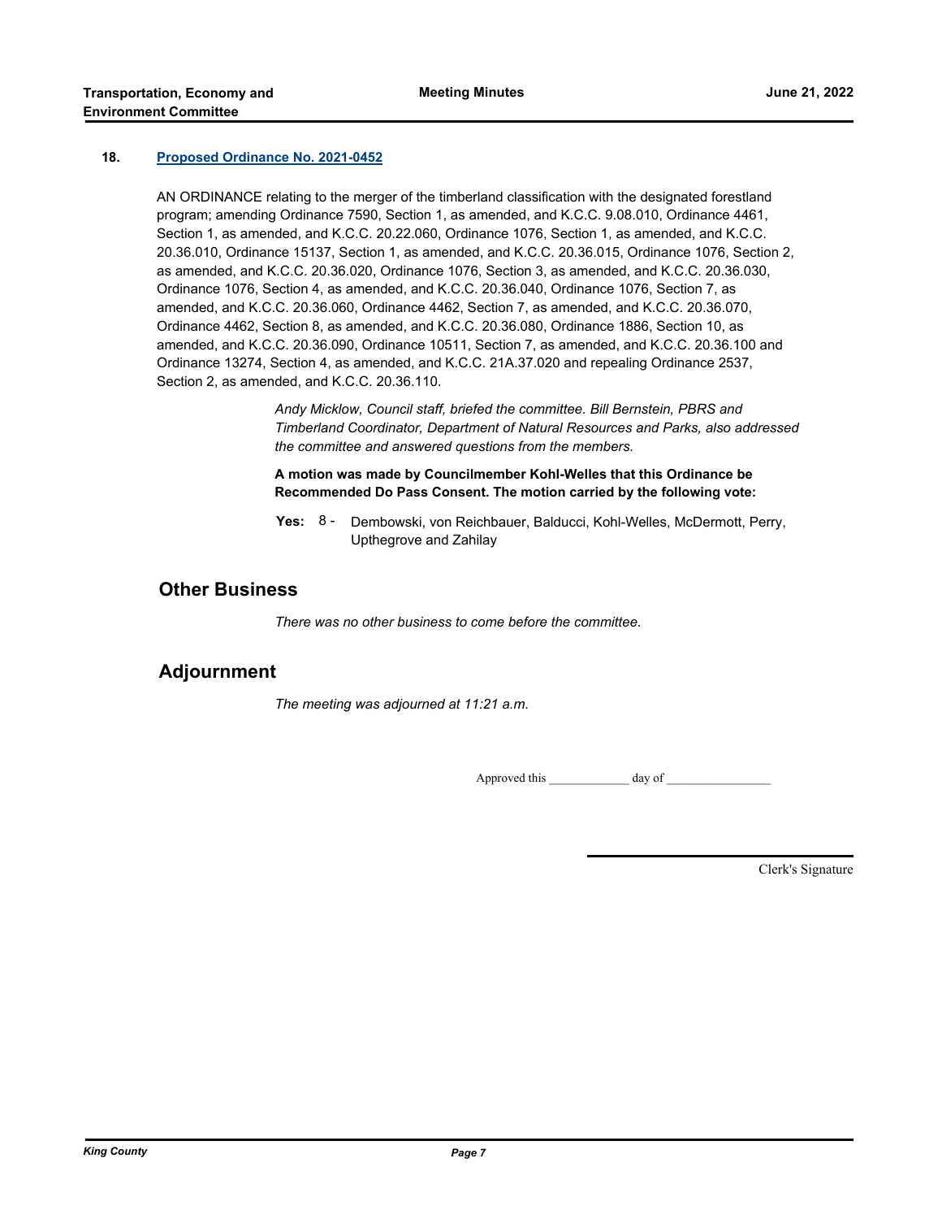**18.** **Proposed Ordinance No. 2021-0452**

AN ORDINANCE relating to the merger of the timberland classification with the designated forestland program; amending Ordinance 7590, Section 1, as amended, and K.C.C. 9.08.010, Ordinance 4461, Section 1, as amended, and K.C.C. 20.22.060, Ordinance 1076, Section 1, as amended, and K.C.C. 20.36.010, Ordinance 15137, Section 1, as amended, and K.C.C. 20.36.015, Ordinance 1076, Section 2, as amended, and K.C.C. 20.36.020, Ordinance 1076, Section 3, as amended, and K.C.C. 20.36.030, Ordinance 1076, Section 4, as amended, and K.C.C. 20.36.040, Ordinance 1076, Section 7, as amended, and K.C.C. 20.36.060, Ordinance 4462, Section 7, as amended, and K.C.C. 20.36.070, Ordinance 4462, Section 8, as amended, and K.C.C. 20.36.080, Ordinance 1886, Section 10, as amended, and K.C.C. 20.36.090, Ordinance 10511, Section 7, as amended, and K.C.C. 20.36.100 and Ordinance 13274, Section 4, as amended, and K.C.C. 21A.37.020 and repealing Ordinance 2537, Section 2, as amended, and K.C.C. 20.36.110.

*Andy Micklow, Council staff, briefed the committee. Bill Bernstein, PBRS and Timberland Coordinator, Department of Natural Resources and Parks, also addressed the committee and answered questions from the members.*

**A motion was made by Councilmember Kohl-Welles that this Ordinance be Recommended Do Pass Consent. The motion carried by the following vote:**

**Yes:** 8 - Dembowski, von Reichbauer, Balducci, Kohl-Welles, McDermott, Perry, Upthegrove and Zahilay

## Other Business

*There was no other business to come before the committee.*

## Adjournment

*The meeting was adjourned at 11:21 a.m.*

Approved this _____________ day of _________________

Clerk's Signature